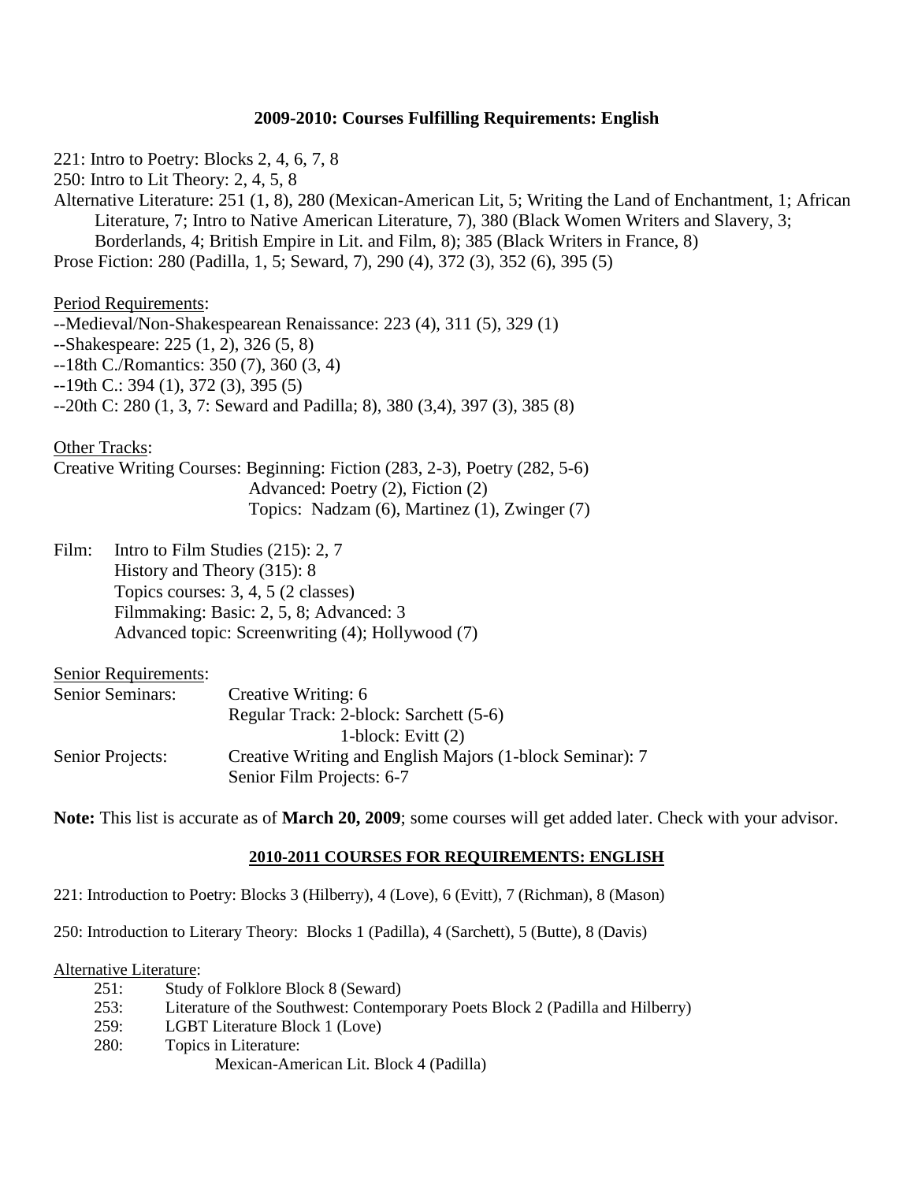## 2009-2010: Courses Fulfilling Requirements: English

221: Intro to Poetry: Blocks 2, 4, 6, 7, 8

250: Intro to Lit Theory: 2, 4, 5, 8

Alternative Literature: 251 (1, 8), 280 (Mexican-American Lit, 5; Writing the Land of Enchantment, 1; African Literature, 7; Intro to Native American Literature, 7), 380 (Black Women Writers and Slavery, 3; Borderlands, 4; British Empire in Lit. and Film, 8); 385 (Black Writers in France, 8)

Prose Fiction: 280 (Padilla, 1, 5; Seward, 7), 290 (4), 372 (3), 352 (6), 395 (5)

Period Requirements:

--Medieval/Non-Shakespearean Renaissance: 223 (4), 311 (5), 329 (1)

--Shakespeare: 225 (1, 2), 326 (5, 8)

--18th C./Romantics: 350 (7), 360 (3, 4)

--19th C.: 394 (1), 372 (3), 395 (5)

--20th C: 280 (1, 3, 7: Seward and Padilla; 8), 380 (3,4), 397 (3), 385 (8)

Other Tracks:

Creative Writing Courses: Beginning: Fiction (283, 2-3), Poetry (282, 5-6)
Advanced: Poetry (2), Fiction (2)
Topics: Nadzam (6), Martinez (1), Zwinger (7)

Film: Intro to Film Studies (215): 2, 7
History and Theory (315): 8
Topics courses: 3, 4, 5 (2 classes)
Filmmaking: Basic: 2, 5, 8; Advanced: 3
Advanced topic: Screenwriting (4); Hollywood (7)

Senior Requirements:

Senior Seminars: Creative Writing: 6
Regular Track: 2-block: Sarchett (5-6)
1-block: Evitt (2)

Senior Projects: Creative Writing and English Majors (1-block Seminar): 7
Senior Film Projects: 6-7

**Note:** This list is accurate as of **March 20, 2009**; some courses will get added later. Check with your advisor.

## 2010-2011 COURSES FOR REQUIREMENTS: ENGLISH

221: Introduction to Poetry: Blocks 3 (Hilberry), 4 (Love), 6 (Evitt), 7 (Richman), 8 (Mason)

250: Introduction to Literary Theory: Blocks 1 (Padilla), 4 (Sarchett), 5 (Butte), 8 (Davis)

Alternative Literature:

- 251: Study of Folklore Block 8 (Seward)
- 253: Literature of the Southwest: Contemporary Poets Block 2 (Padilla and Hilberry)
- 259: LGBT Literature Block 1 (Love)
- 280: Topics in Literature:
  - Mexican-American Lit. Block 4 (Padilla)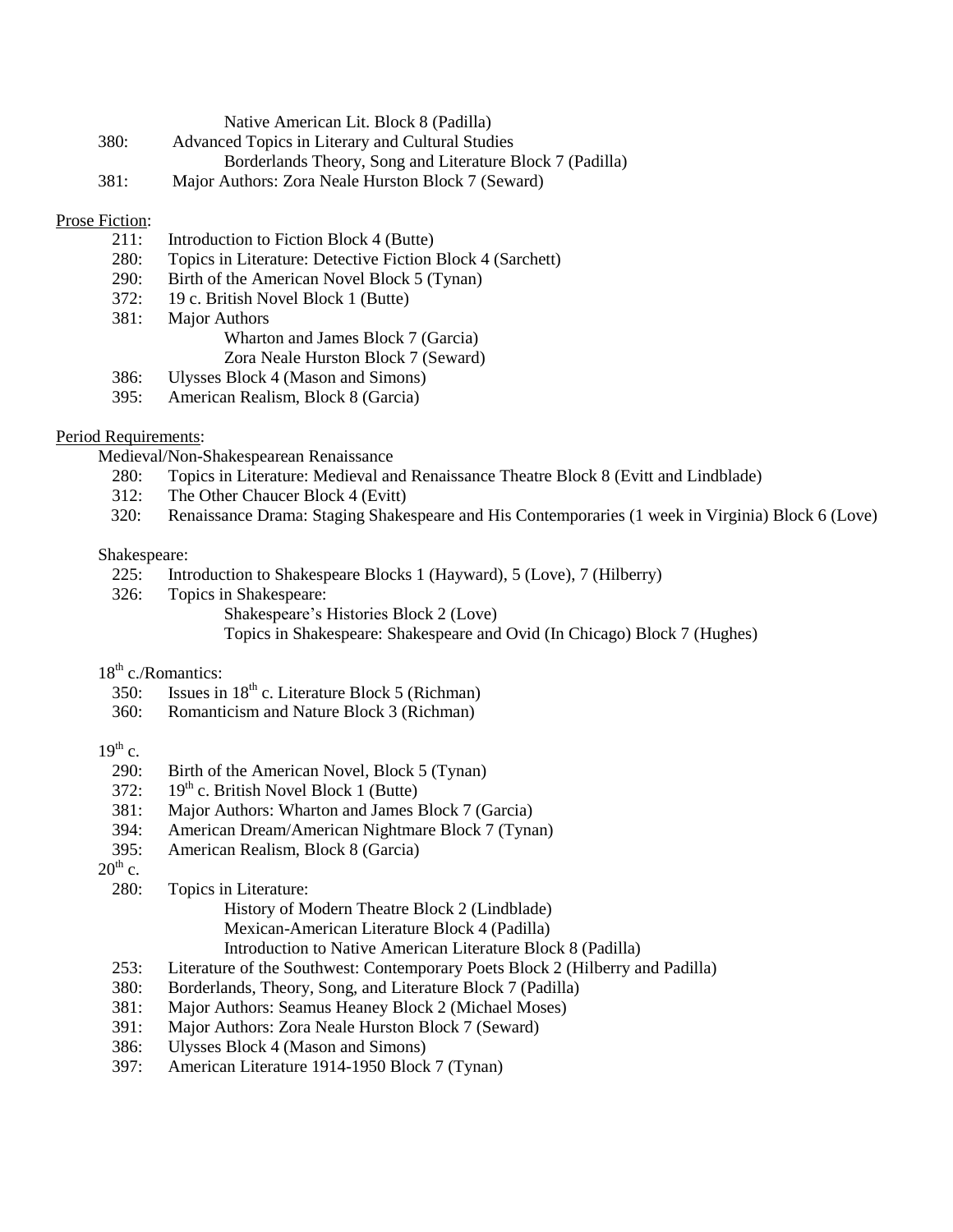Native American Lit. Block 8 (Padilla)

380: Advanced Topics in Literary and Cultural Studies
  - Borderlands Theory, Song and Literature Block 7 (Padilla)

381: Major Authors: Zora Neale Hurston Block 7 (Seward)

Prose Fiction:

- 211: Introduction to Fiction Block 4 (Butte)
- 280: Topics in Literature: Detective Fiction Block 4 (Sarchett)
- 290: Birth of the American Novel Block 5 (Tynan)
- 372: 19 c. British Novel Block 1 (Butte)
- 381: Major Authors
  - Wharton and James Block 7 (Garcia)
  - Zora Neale Hurston Block 7 (Seward)
- 386: Ulysses Block 4 (Mason and Simons)
- 395: American Realism, Block 8 (Garcia)

Period Requirements:

Medieval/Non-Shakespearean Renaissance

- 280: Topics in Literature: Medieval and Renaissance Theatre Block 8 (Evitt and Lindblade)
- 312: The Other Chaucer Block 4 (Evitt)
- 320: Renaissance Drama: Staging Shakespeare and His Contemporaries (1 week in Virginia) Block 6 (Love)

Shakespeare:

- 225: Introduction to Shakespeare Blocks 1 (Hayward), 5 (Love), 7 (Hilberry)
- 326: Topics in Shakespeare:
  - Shakespeare's Histories Block 2 (Love)
  - Topics in Shakespeare: Shakespeare and Ovid (In Chicago) Block 7 (Hughes)

18th c./Romantics:

- 350: Issues in 18th c. Literature Block 5 (Richman)
- 360: Romanticism and Nature Block 3 (Richman)

19th c.

- 290: Birth of the American Novel, Block 5 (Tynan)
- 372: 19th c. British Novel Block 1 (Butte)
- 381: Major Authors: Wharton and James Block 7 (Garcia)
- 394: American Dream/American Nightmare Block 7 (Tynan)
- 395: American Realism, Block 8 (Garcia)

20th c.

- 280: Topics in Literature:
  - History of Modern Theatre Block 2 (Lindblade)
  - Mexican-American Literature Block 4 (Padilla)
  - Introduction to Native American Literature Block 8 (Padilla)
- 253: Literature of the Southwest: Contemporary Poets Block 2 (Hilberry and Padilla)
- 380: Borderlands, Theory, Song, and Literature Block 7 (Padilla)
- 381: Major Authors: Seamus Heaney Block 2 (Michael Moses)
- 391: Major Authors: Zora Neale Hurston Block 7 (Seward)
- 386: Ulysses Block 4 (Mason and Simons)
- 397: American Literature 1914-1950 Block 7 (Tynan)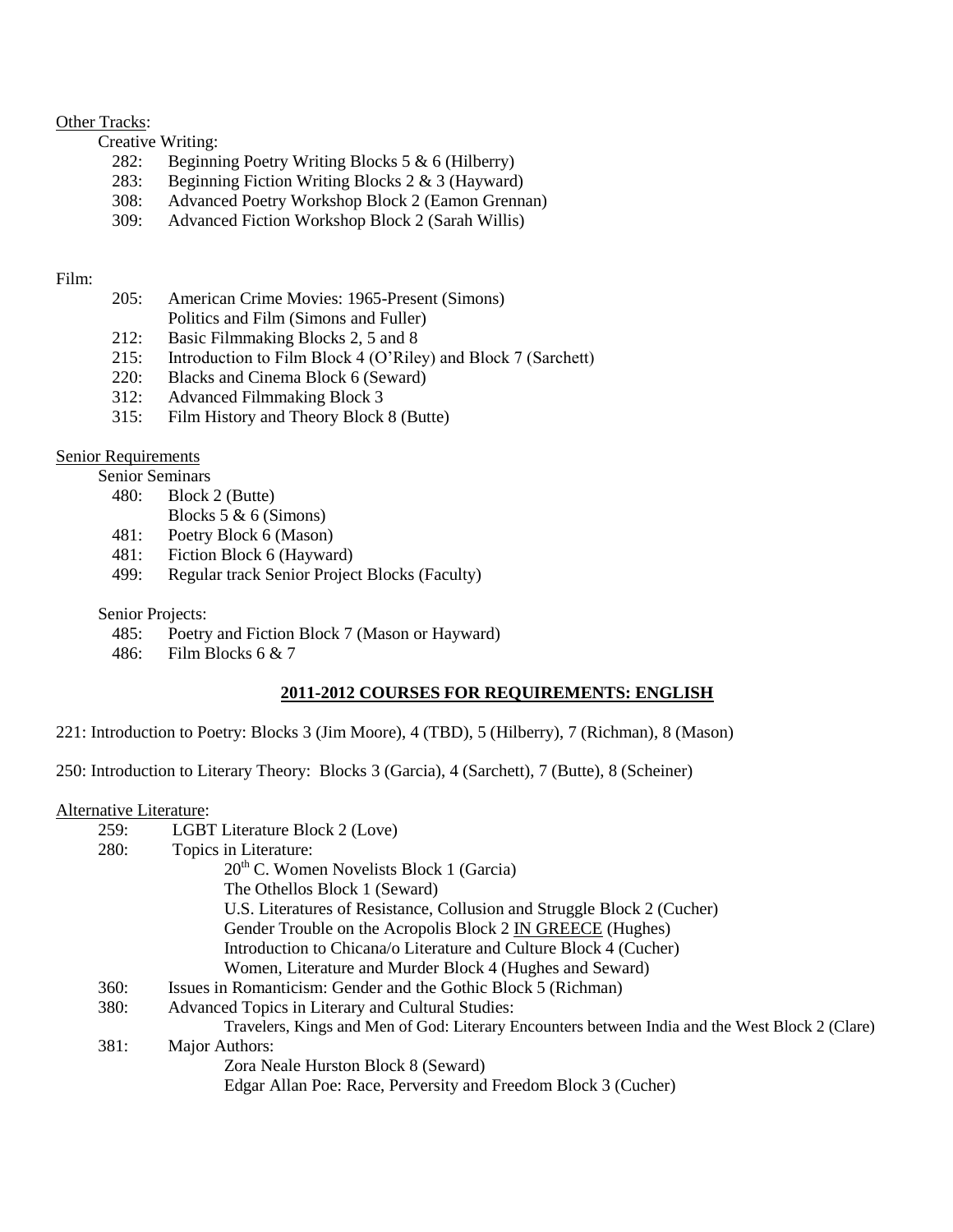Other Tracks:

Creative Writing:

- 282: Beginning Poetry Writing Blocks 5 & 6 (Hilberry)
- 283: Beginning Fiction Writing Blocks 2 & 3 (Hayward)
- 308: Advanced Poetry Workshop Block 2 (Eamon Grennan)
- 309: Advanced Fiction Workshop Block 2 (Sarah Willis)

Film:

- 205: American Crime Movies: 1965-Present (Simons)
  Politics and Film (Simons and Fuller)
- 212: Basic Filmmaking Blocks 2, 5 and 8
- 215: Introduction to Film Block 4 (O'Riley) and Block 7 (Sarchett)
- 220: Blacks and Cinema Block 6 (Seward)
- 312: Advanced Filmmaking Block 3
- 315: Film History and Theory Block 8 (Butte)

Senior Requirements

Senior Seminars

- 480: Block 2 (Butte)
  Blocks 5 & 6 (Simons)
- 481: Poetry Block 6 (Mason)
- 481: Fiction Block 6 (Hayward)
- 499: Regular track Senior Project Blocks (Faculty)

Senior Projects:

- 485: Poetry and Fiction Block 7 (Mason or Hayward)
- 486: Film Blocks 6 & 7

## 2011-2012 COURSES FOR REQUIREMENTS: ENGLISH

221: Introduction to Poetry: Blocks 3 (Jim Moore), 4 (TBD), 5 (Hilberry), 7 (Richman), 8 (Mason)

250: Introduction to Literary Theory: Blocks 3 (Garcia), 4 (Sarchett), 7 (Butte), 8 (Scheiner)

Alternative Literature:

- 259: LGBT Literature Block 2 (Love)
- 280: Topics in Literature:
  - 20th C. Women Novelists Block 1 (Garcia)
  - The Othellos Block 1 (Seward)
  - U.S. Literatures of Resistance, Collusion and Struggle Block 2 (Cucher)
  - Gender Trouble on the Acropolis Block 2 IN GREECE (Hughes)
  - Introduction to Chicana/o Literature and Culture Block 4 (Cucher)
  - Women, Literature and Murder Block 4 (Hughes and Seward)
- 360: Issues in Romanticism: Gender and the Gothic Block 5 (Richman)
- 380: Advanced Topics in Literary and Cultural Studies:
  - Travelers, Kings and Men of God: Literary Encounters between India and the West Block 2 (Clare)
- 381: Major Authors:
  - Zora Neale Hurston Block 8 (Seward)
  - Edgar Allan Poe: Race, Perversity and Freedom Block 3 (Cucher)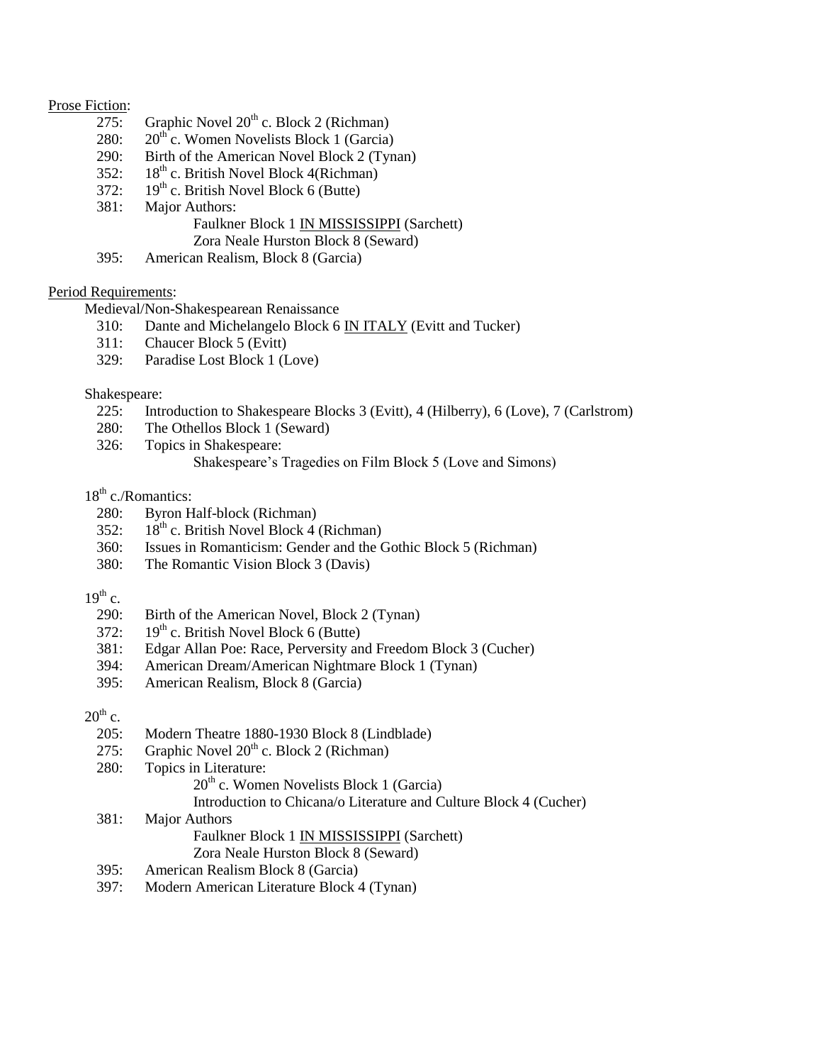Prose Fiction:

- 275: Graphic Novel 20th c. Block 2 (Richman)
- 280: 20th c. Women Novelists Block 1 (Garcia)
- 290: Birth of the American Novel Block 2 (Tynan)
- 352: 18th c. British Novel Block 4(Richman)
- 372: 19th c. British Novel Block 6 (Butte)
- 381: Major Authors:
  - Faulkner Block 1 IN MISSISSIPPI (Sarchett)
  - Zora Neale Hurston Block 8 (Seward)
- 395: American Realism, Block 8 (Garcia)

Period Requirements:

Medieval/Non-Shakespearean Renaissance

- 310: Dante and Michelangelo Block 6 IN ITALY (Evitt and Tucker)
- 311: Chaucer Block 5 (Evitt)
- 329: Paradise Lost Block 1 (Love)

Shakespeare:

- 225: Introduction to Shakespeare Blocks 3 (Evitt), 4 (Hilberry), 6 (Love), 7 (Carlstrom)
- 280: The Othellos Block 1 (Seward)
- 326: Topics in Shakespeare:
  - Shakespeare's Tragedies on Film Block 5 (Love and Simons)

18th c./Romantics:

- 280: Byron Half-block (Richman)
- 352: 18th c. British Novel Block 4 (Richman)
- 360: Issues in Romanticism: Gender and the Gothic Block 5 (Richman)
- 380: The Romantic Vision Block 3 (Davis)

19th c.

- 290: Birth of the American Novel, Block 2 (Tynan)
- 372: 19th c. British Novel Block 6 (Butte)
- 381: Edgar Allan Poe: Race, Perversity and Freedom Block 3 (Cucher)
- 394: American Dream/American Nightmare Block 1 (Tynan)
- 395: American Realism, Block 8 (Garcia)

20th c.

- 205: Modern Theatre 1880-1930 Block 8 (Lindblade)
- 275: Graphic Novel 20th c. Block 2 (Richman)
- 280: Topics in Literature:
  - 20th c. Women Novelists Block 1 (Garcia)
  - Introduction to Chicana/o Literature and Culture Block 4 (Cucher)
- 381: Major Authors
  - Faulkner Block 1 IN MISSISSIPPI (Sarchett)
  - Zora Neale Hurston Block 8 (Seward)
- 395: American Realism Block 8 (Garcia)
- 397: Modern American Literature Block 4 (Tynan)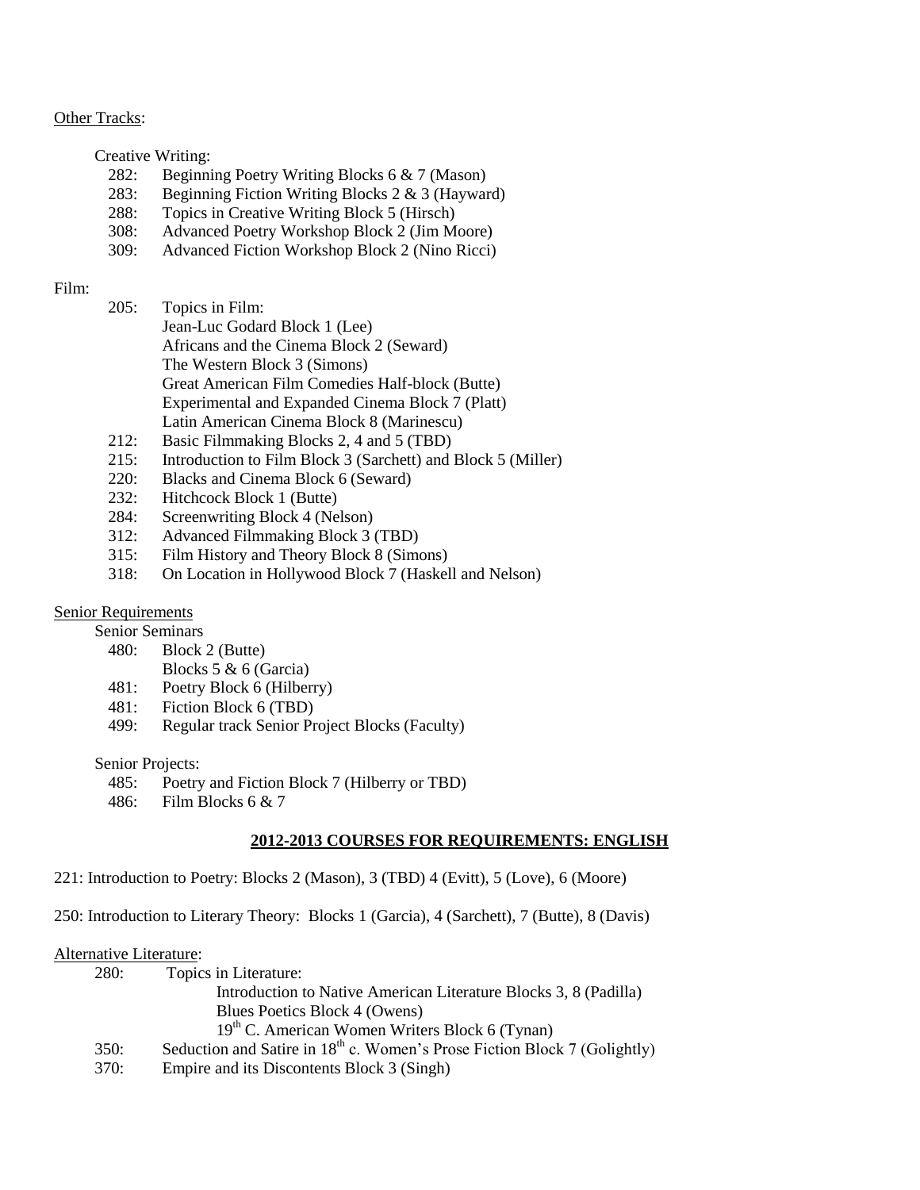<u>Other Tracks</u>:

Creative Writing:

- 282: Beginning Poetry Writing Blocks 6 & 7 (Mason)
- 283: Beginning Fiction Writing Blocks 2 & 3 (Hayward)
- 288: Topics in Creative Writing Block 5 (Hirsch)
- 308: Advanced Poetry Workshop Block 2 (Jim Moore)
- 309: Advanced Fiction Workshop Block 2 (Nino Ricci)

Film:

- 205: Topics in Film:
  - Jean-Luc Godard Block 1 (Lee)
  - Africans and the Cinema Block 2 (Seward)
  - The Western Block 3 (Simons)
  - Great American Film Comedies Half-block (Butte)
  - Experimental and Expanded Cinema Block 7 (Platt)
  - Latin American Cinema Block 8 (Marinescu)
- 212: Basic Filmmaking Blocks 2, 4 and 5 (TBD)
- 215: Introduction to Film Block 3 (Sarchett) and Block 5 (Miller)
- 220: Blacks and Cinema Block 6 (Seward)
- 232: Hitchcock Block 1 (Butte)
- 284: Screenwriting Block 4 (Nelson)
- 312: Advanced Filmmaking Block 3 (TBD)
- 315: Film History and Theory Block 8 (Simons)
- 318: On Location in Hollywood Block 7 (Haskell and Nelson)

<u>Senior Requirements</u>

Senior Seminars

- 480: Block 2 (Butte)
  Blocks 5 & 6 (Garcia)
- 481: Poetry Block 6 (Hilberry)
- 481: Fiction Block 6 (TBD)
- 499: Regular track Senior Project Blocks (Faculty)

Senior Projects:

- 485: Poetry and Fiction Block 7 (Hilberry or TBD)
- 486: Film Blocks 6 & 7

## 2012-2013 COURSES FOR REQUIREMENTS: ENGLISH

221: Introduction to Poetry: Blocks 2 (Mason), 3 (TBD) 4 (Evitt), 5 (Love), 6 (Moore)

250: Introduction to Literary Theory: Blocks 1 (Garcia), 4 (Sarchett), 7 (Butte), 8 (Davis)

<u>Alternative Literature</u>:

- 280: Topics in Literature:
  - Introduction to Native American Literature Blocks 3, 8 (Padilla)
  - Blues Poetics Block 4 (Owens)
  - 19th C. American Women Writers Block 6 (Tynan)
- 350: Seduction and Satire in 18th c. Women's Prose Fiction Block 7 (Golightly)
- 370: Empire and its Discontents Block 3 (Singh)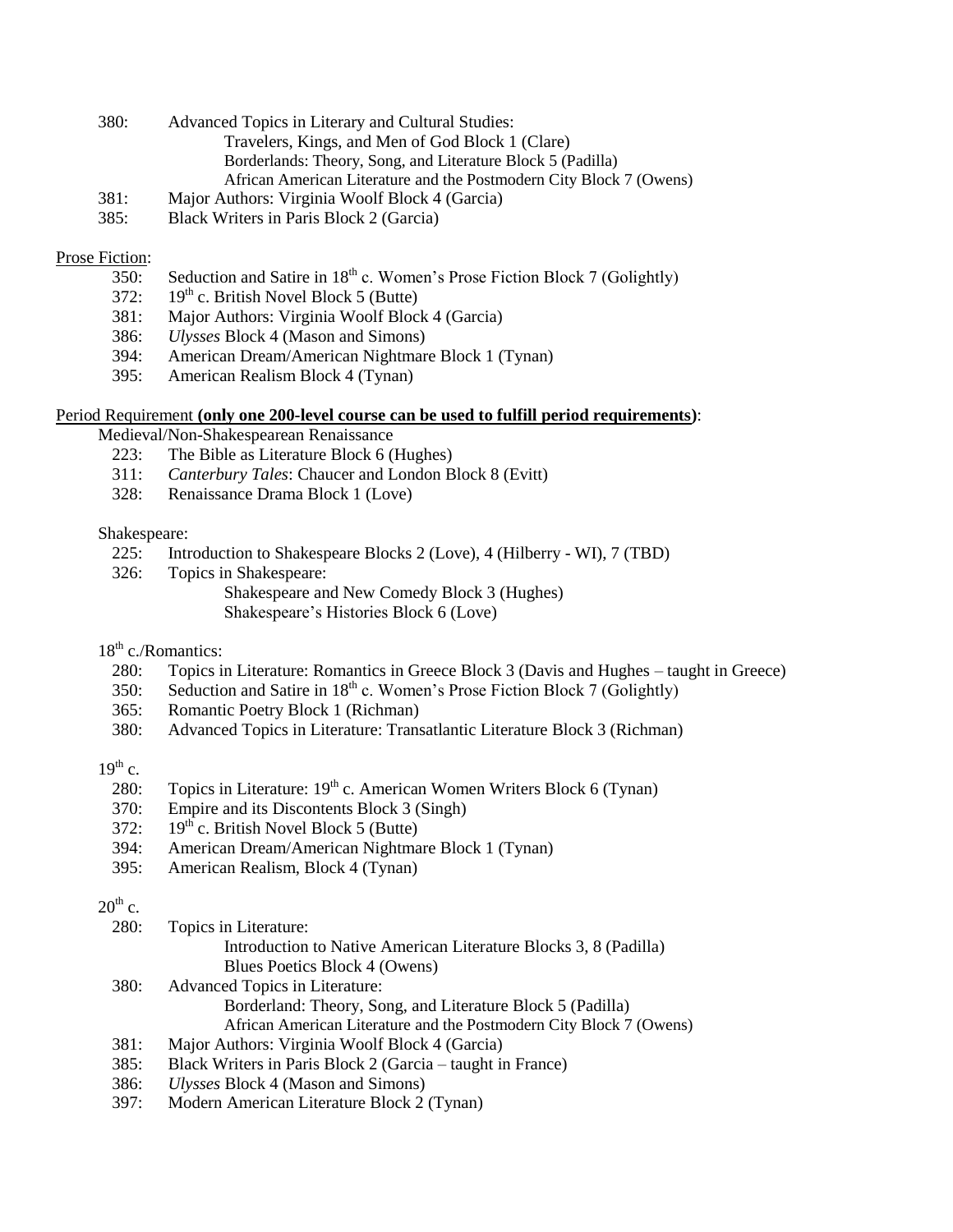380: Advanced Topics in Literary and Cultural Studies:
- Travelers, Kings, and Men of God Block 1 (Clare)
- Borderlands: Theory, Song, and Literature Block 5 (Padilla)
- African American Literature and the Postmodern City Block 7 (Owens)

381: Major Authors: Virginia Woolf Block 4 (Garcia)

385: Black Writers in Paris Block 2 (Garcia)

Prose Fiction:

- 350: Seduction and Satire in 18th c. Women's Prose Fiction Block 7 (Golightly)
- 372: 19th c. British Novel Block 5 (Butte)
- 381: Major Authors: Virginia Woolf Block 4 (Garcia)
- 386: *Ulysses* Block 4 (Mason and Simons)
- 394: American Dream/American Nightmare Block 1 (Tynan)
- 395: American Realism Block 4 (Tynan)

Period Requirement **(only one 200-level course can be used to fulfill period requirements)**:

Medieval/Non-Shakespearean Renaissance
- 223: The Bible as Literature Block 6 (Hughes)
- 311: *Canterbury Tales*: Chaucer and London Block 8 (Evitt)
- 328: Renaissance Drama Block 1 (Love)

Shakespeare:
- 225: Introduction to Shakespeare Blocks 2 (Love), 4 (Hilberry - WI), 7 (TBD)
- 326: Topics in Shakespeare:
  - Shakespeare and New Comedy Block 3 (Hughes)
  - Shakespeare's Histories Block 6 (Love)

18th c./Romantics:
- 280: Topics in Literature: Romantics in Greece Block 3 (Davis and Hughes – taught in Greece)
- 350: Seduction and Satire in 18th c. Women's Prose Fiction Block 7 (Golightly)
- 365: Romantic Poetry Block 1 (Richman)
- 380: Advanced Topics in Literature: Transatlantic Literature Block 3 (Richman)

19th c.
- 280: Topics in Literature: 19th c. American Women Writers Block 6 (Tynan)
- 370: Empire and its Discontents Block 3 (Singh)
- 372: 19th c. British Novel Block 5 (Butte)
- 394: American Dream/American Nightmare Block 1 (Tynan)
- 395: American Realism, Block 4 (Tynan)

20th c.
- 280: Topics in Literature:
  - Introduction to Native American Literature Blocks 3, 8 (Padilla)
  - Blues Poetics Block 4 (Owens)
- 380: Advanced Topics in Literature:
  - Borderland: Theory, Song, and Literature Block 5 (Padilla)
  - African American Literature and the Postmodern City Block 7 (Owens)
- 381: Major Authors: Virginia Woolf Block 4 (Garcia)
- 385: Black Writers in Paris Block 2 (Garcia – taught in France)
- 386: *Ulysses* Block 4 (Mason and Simons)
- 397: Modern American Literature Block 2 (Tynan)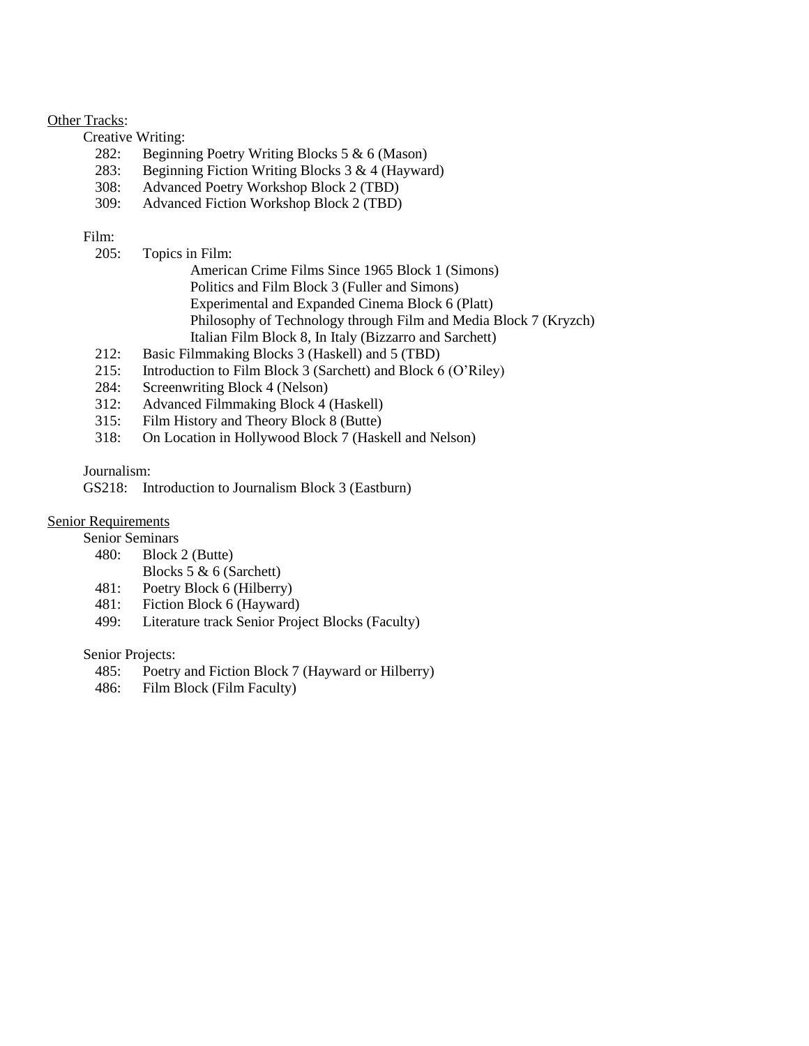Other Tracks:

Creative Writing:

- 282: Beginning Poetry Writing Blocks 5 & 6 (Mason)
- 283: Beginning Fiction Writing Blocks 3 & 4 (Hayward)
- 308: Advanced Poetry Workshop Block 2 (TBD)
- 309: Advanced Fiction Workshop Block 2 (TBD)

Film:

- 205: Topics in Film:
  - American Crime Films Since 1965 Block 1 (Simons)
  - Politics and Film Block 3 (Fuller and Simons)
  - Experimental and Expanded Cinema Block 6 (Platt)
  - Philosophy of Technology through Film and Media Block 7 (Kryzch)
  - Italian Film Block 8, In Italy (Bizzarro and Sarchett)
- 212: Basic Filmmaking Blocks 3 (Haskell) and 5 (TBD)
- 215: Introduction to Film Block 3 (Sarchett) and Block 6 (O'Riley)
- 284: Screenwriting Block 4 (Nelson)
- 312: Advanced Filmmaking Block 4 (Haskell)
- 315: Film History and Theory Block 8 (Butte)
- 318: On Location in Hollywood Block 7 (Haskell and Nelson)

Journalism:

- GS218: Introduction to Journalism Block 3 (Eastburn)

Senior Requirements

Senior Seminars

- 480: Block 2 (Butte)
  Blocks 5 & 6 (Sarchett)
- 481: Poetry Block 6 (Hilberry)
- 481: Fiction Block 6 (Hayward)
- 499: Literature track Senior Project Blocks (Faculty)

Senior Projects:

- 485: Poetry and Fiction Block 7 (Hayward or Hilberry)
- 486: Film Block (Film Faculty)